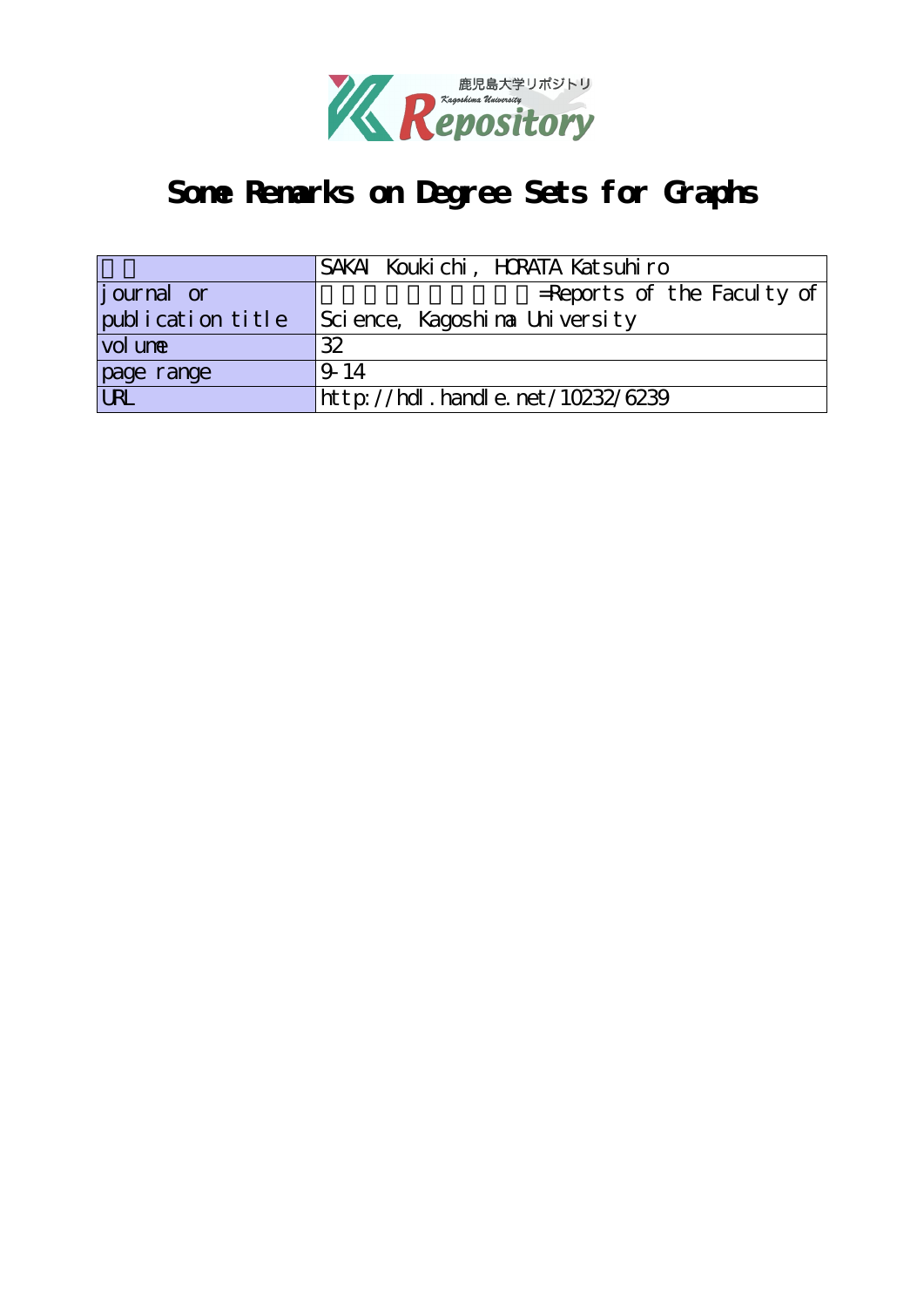# Some Remarks on Degree Sets for Graphs

| 著者 | SAKAI Koukichi, HORATA Katsuhiro |
|---|---|
| journal or publication title | =Reports of the Faculty of Science, Kagoshima University |
| volume | 32 |
| page range | 9-14 |
| URL | http://hdl.handle.net/10232/6239 |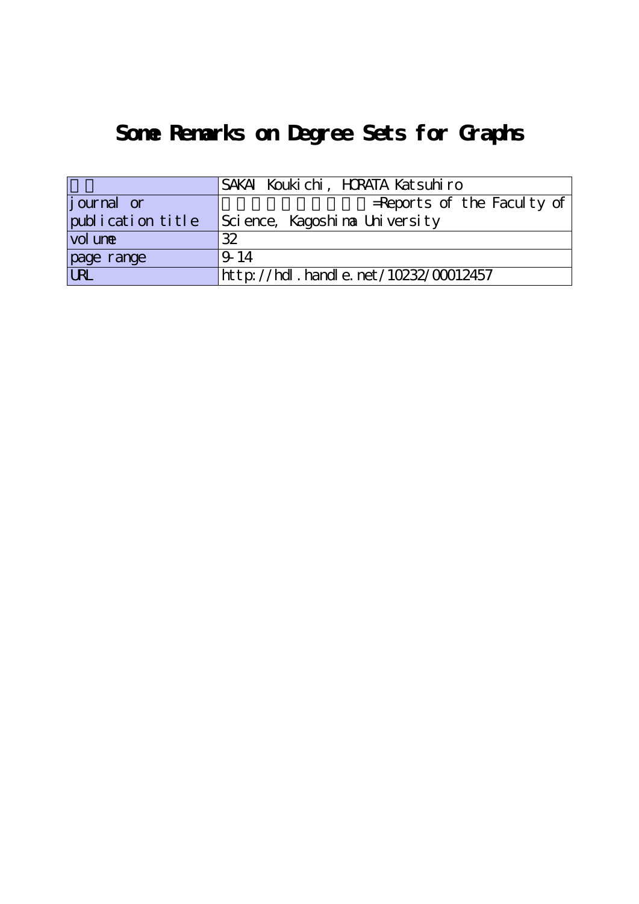# Some Remarks on Degree Sets for Graphs

| | |
|---|---|
| 著者 | SAKAI Koukichi, HORATA Katsuhiro |
| journal or publication title | 鹿児島大学理学部紀要=Reports of the Faculty of Science, Kagoshima University |
| volume | 32 |
| page range | 9-14 |
| URL | http://hdl.handle.net/10232/00012457 |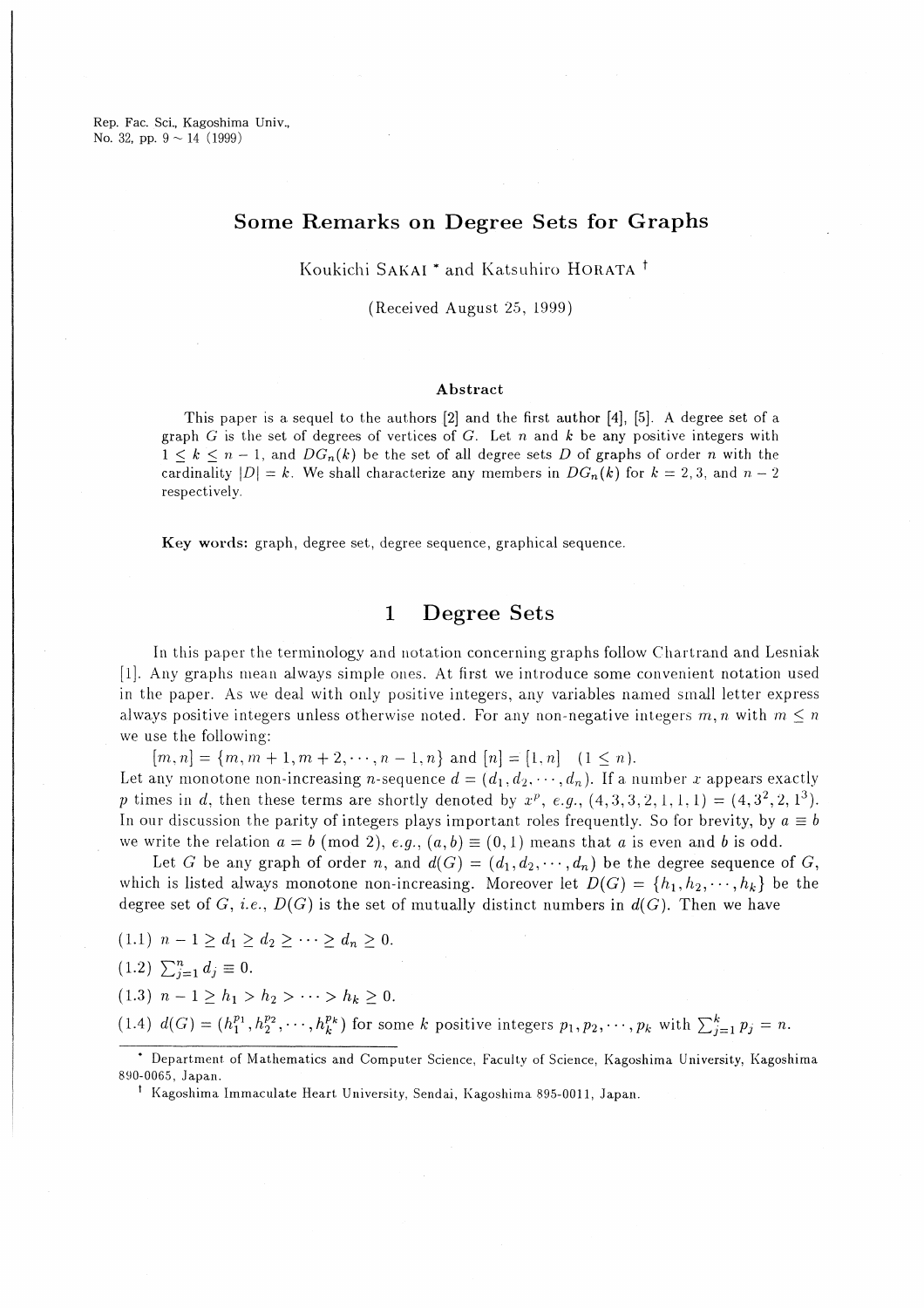# Some Remarks on Degree Sets for Graphs

Koukichi SAKAI * and Katsuhiro HORATA †

(Received August 25, 1999)

### Abstract

This paper is a sequel to the authors [2] and the first author [4], [5]. A degree set of a graph $G$ is the set of degrees of vertices of $G$. Let $n$ and $k$ be any positive integers with $1 \leq k \leq n-1$, and $DG_n(k)$ be the set of all degree sets $D$ of graphs of order $n$ with the cardinality $|D| = k$. We shall characterize any members in $DG_n(k)$ for $k = 2, 3$, and $n-2$ respectively.

**Key words:** graph, degree set, degree sequence, graphical sequence.

## 1 Degree Sets

In this paper the terminology and notation concerning graphs follow Chartrand and Lesniak [1]. Any graphs mean always simple ones. At first we introduce some convenient notation used in the paper. As we deal with only positive integers, any variables named small letter express always positive integers unless otherwise noted. For any non-negative integers $m, n$ with $m \leq n$ we use the following:

$[m, n] = \{m, m+1, m+2, \cdots, n-1, n\}$ and $[n] = [1, n]$ $(1 \leq n)$.

Let any monotone non-increasing $n$-sequence $d = (d_1, d_2, \cdots, d_n)$. If a number $x$ appears exactly $p$ times in $d$, then these terms are shortly denoted by $x^p$, *e.g.*, $(4, 3, 3, 2, 1, 1, 1) = (4, 3^2, 2, 1^3)$. In our discussion the parity of integers plays important roles frequently. So for brevity, by $a \equiv b$ we write the relation $a = b \pmod 2$, *e.g.*, $(a, b) \equiv (0, 1)$ means that $a$ is even and $b$ is odd.

Let $G$ be any graph of order $n$, and $d(G) = (d_1, d_2, \cdots, d_n)$ be the degree sequence of $G$, which is listed always monotone non-increasing. Moreover let $D(G) = \{h_1, h_2, \cdots, h_k\}$ be the degree set of $G$, *i.e.*, $D(G)$ is the set of mutually distinct numbers in $d(G)$. Then we have

(1.1) $n - 1 \geq d_1 \geq d_2 \geq \cdots \geq d_n \geq 0$.

(1.2) $\sum_{j=1}^{n} d_j \equiv 0$.

(1.3) $n - 1 \geq h_1 > h_2 > \cdots > h_k \geq 0$.

(1.4) $d(G) = (h_1^{p_1}, h_2^{p_2}, \cdots, h_k^{p_k})$ for some $k$ positive integers $p_1, p_2, \cdots, p_k$ with $\sum_{j=1}^{k} p_j = n$.

---

* Department of Mathematics and Computer Science, Faculty of Science, Kagoshima University, Kagoshima 890-0065, Japan.

† Kagoshima Immaculate Heart University, Sendai, Kagoshima 895-0011, Japan.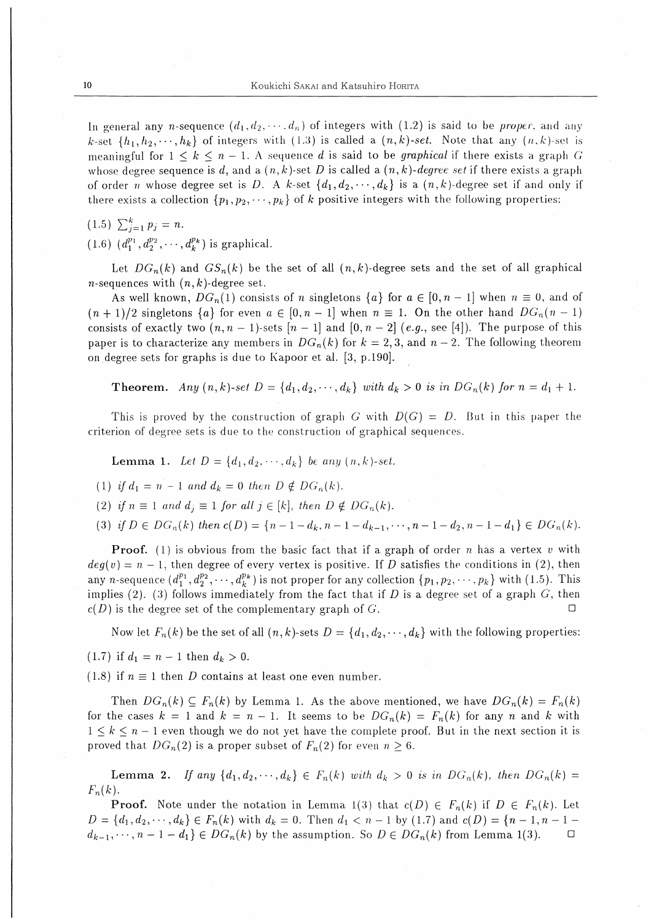In general any $n$-sequence $(d_1, d_2, \cdots, d_n)$ of integers with (1.2) is said to be *proper*, and any $k$-set $\{h_1, h_2, \cdots, h_k\}$ of integers with (1.3) is called a *$(n,k)$-set*. Note that any $(n,k)$-set is meaningful for $1 \leq k \leq n-1$. A sequence $d$ is said to be *graphical* if there exists a graph $G$ whose degree sequence is $d$, and a $(n,k)$-set $D$ is called a *$(n,k)$-degree set* if there exists a graph of order $n$ whose degree set is $D$. A $k$-set $\{d_1, d_2, \cdots, d_k\}$ is a $(n,k)$-degree set if and only if there exists a collection $\{p_1, p_2, \cdots, p_k\}$ of $k$ positive integers with the following properties:

(1.5) $\sum_{j=1}^{k} p_j = n$.

(1.6) $(d_1^{p_1}, d_2^{p_2}, \cdots, d_k^{p_k})$ is graphical.

Let $DG_n(k)$ and $GS_n(k)$ be the set of all $(n,k)$-degree sets and the set of all graphical $n$-sequences with $(n,k)$-degree set.

As well known, $DG_n(1)$ consists of $n$ singletons $\{a\}$ for $a \in [0, n-1]$ when $n \equiv 0$, and of $(n+1)/2$ singletons $\{a\}$ for even $a \in [0, n-1]$ when $n \equiv 1$. On the other hand $DG_n(n-1)$ consists of exactly two $(n, n-1)$-sets $[n-1]$ and $[0, n-2]$ (*e.g.*, see [4]). The purpose of this paper is to characterize any members in $DG_n(k)$ for $k = 2, 3$, and $n-2$. The following theorem on degree sets for graphs is due to Kapoor et al. [3, p.190].

**Theorem.** *Any $(n,k)$-set $D = \{d_1, d_2, \cdots, d_k\}$ with $d_k > 0$ is in $DG_n(k)$ for $n = d_1 + 1$.*

This is proved by the construction of graph $G$ with $D(G) = D$. But in this paper the criterion of degree sets is due to the construction of graphical sequences.

**Lemma 1.** *Let $D = \{d_1, d_2, \cdots, d_k\}$ be any $(n,k)$-set.*

(1) *if $d_1 = n-1$ and $d_k = 0$ then $D \notin DG_n(k)$.*

(2) *if $n \equiv 1$ and $d_j \equiv 1$ for all $j \in [k]$, then $D \notin DG_n(k)$.*

(3) *if $D \in DG_n(k)$ then $c(D) = \{n-1-d_k, n-1-d_{k-1}, \cdots, n-1-d_2, n-1-d_1\} \in DG_n(k)$.*

**Proof.** (1) is obvious from the basic fact that if a graph of order $n$ has a vertex $v$ with $deg(v) = n-1$, then degree of every vertex is positive. If $D$ satisfies the conditions in (2), then any $n$-sequence $(d_1^{p_1}, d_2^{p_2}, \cdots, d_k^{p_k})$ is not proper for any collection $\{p_1, p_2, \cdots, p_k\}$ with (1.5). This implies (2). (3) follows immediately from the fact that if $D$ is a degree set of a graph $G$, then $c(D)$ is the degree set of the complementary graph of $G$. □

Now let $F_n(k)$ be the set of all $(n,k)$-sets $D = \{d_1, d_2, \cdots, d_k\}$ with the following properties:

(1.7) if $d_1 = n-1$ then $d_k > 0$.

(1.8) if $n \equiv 1$ then $D$ contains at least one even number.

Then $DG_n(k) \subseteq F_n(k)$ by Lemma 1. As the above mentioned, we have $DG_n(k) = F_n(k)$ for the cases $k = 1$ and $k = n-1$. It seems to be $DG_n(k) = F_n(k)$ for any $n$ and $k$ with $1 \leq k \leq n-1$ even though we do not yet have the complete proof. But in the next section it is proved that $DG_n(2)$ is a proper subset of $F_n(2)$ for even $n \geq 6$.

**Lemma 2.** *If any $\{d_1, d_2, \cdots, d_k\} \in F_n(k)$ with $d_k > 0$ is in $DG_n(k)$, then $DG_n(k) = F_n(k)$.*

**Proof.** Note under the notation in Lemma 1(3) that $c(D) \in F_n(k)$ if $D \in F_n(k)$. Let $D = \{d_1, d_2, \cdots, d_k\} \in F_n(k)$ with $d_k = 0$. Then $d_1 < n-1$ by (1.7) and $c(D) = \{n-1, n-1-d_{k-1}, \cdots, n-1-d_1\} \in DG_n(k)$ by the assumption. So $D \in DG_n(k)$ from Lemma 1(3). □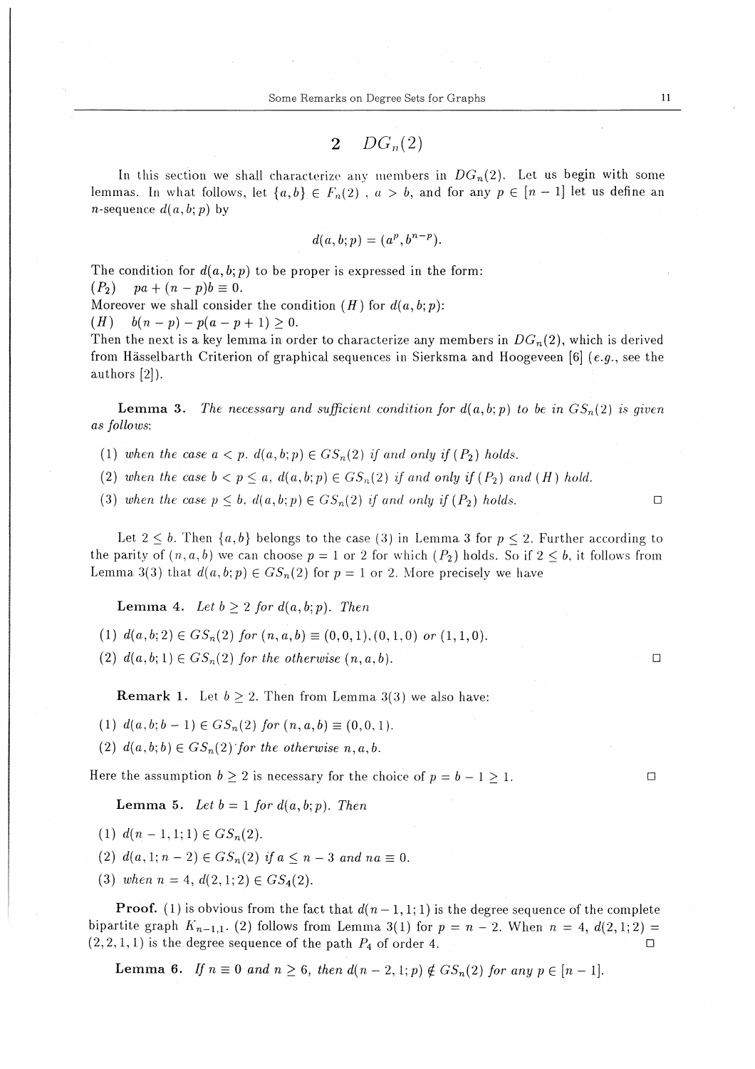## 2 $DG_n(2)$

In this section we shall characterize any members in $DG_n(2)$. Let us begin with some lemmas. In what follows, let $\{a,b\} \in F_n(2)$ , $a > b$, and for any $p \in [n-1]$ let us define an $n$-sequence $d(a,b;p)$ by

$$d(a,b;p) = (a^p, b^{n-p}).$$

The condition for $d(a,b;p)$ to be proper is expressed in the form:
$(P_2)$ $\quad pa + (n-p)b \equiv 0.$
Moreover we shall consider the condition $(H)$ for $d(a,b;p)$:
$(H)$ $\quad b(n-p) - p(a-p+1) \geq 0.$
Then the next is a key lemma in order to characterize any members in $DG_n(2)$, which is derived from Hässelbarth Criterion of graphical sequences in Sierksma and Hoogeveen [6] (*e.g.*, see the authors [2]).

**Lemma 3.** *The necessary and sufficient condition for $d(a,b;p)$ to be in $GS_n(2)$ is given as follows:*

(1) *when the case $a < p$. $d(a,b;p) \in GS_n(2)$ if and only if $(P_2)$ holds.*

(2) *when the case $b < p \leq a$, $d(a,b;p) \in GS_n(2)$ if and only if $(P_2)$ and $(H)$ hold.*

(3) *when the case $p \leq b$, $d(a,b;p) \in GS_n(2)$ if and only if $(P_2)$ holds.* □

Let $2 \leq b$. Then $\{a,b\}$ belongs to the case (3) in Lemma 3 for $p \leq 2$. Further according to the parity of $(n,a,b)$ we can choose $p = 1$ or $2$ for which $(P_2)$ holds. So if $2 \leq b$, it follows from Lemma 3(3) that $d(a,b;p) \in GS_n(2)$ for $p = 1$ or $2$. More precisely we have

**Lemma 4.** *Let $b \geq 2$ for $d(a,b;p)$. Then*

(1) *$d(a,b;2) \in GS_n(2)$ for $(n,a,b) \equiv (0,0,1), (0,1,0)$ or $(1,1,0)$.*

(2) *$d(a,b;1) \in GS_n(2)$ for the otherwise $(n,a,b)$.* □

**Remark 1.** Let $b \geq 2$. Then from Lemma 3(3) we also have:

(1) $d(a,b;b-1) \in GS_n(2)$ for $(n,a,b) \equiv (0,0,1)$.

(2) $d(a,b;b) \in GS_n(2)$ for the otherwise $n,a,b$.

Here the assumption $b \geq 2$ is necessary for the choice of $p = b - 1 \geq 1$. □

**Lemma 5.** *Let $b = 1$ for $d(a,b;p)$. Then*

(1) *$d(n-1,1;1) \in GS_n(2)$.*

(2) *$d(a,1;n-2) \in GS_n(2)$ if $a \leq n-3$ and $na \equiv 0$.*

(3) *when $n = 4$, $d(2,1;2) \in GS_4(2)$.*

**Proof.** (1) is obvious from the fact that $d(n-1,1;1)$ is the degree sequence of the complete bipartite graph $K_{n-1,1}$. (2) follows from Lemma 3(1) for $p = n-2$. When $n = 4$, $d(2,1;2) = (2,2,1,1)$ is the degree sequence of the path $P_4$ of order 4. □

**Lemma 6.** *If $n \equiv 0$ and $n \geq 6$, then $d(n-2,1;p) \notin GS_n(2)$ for any $p \in [n-1]$.*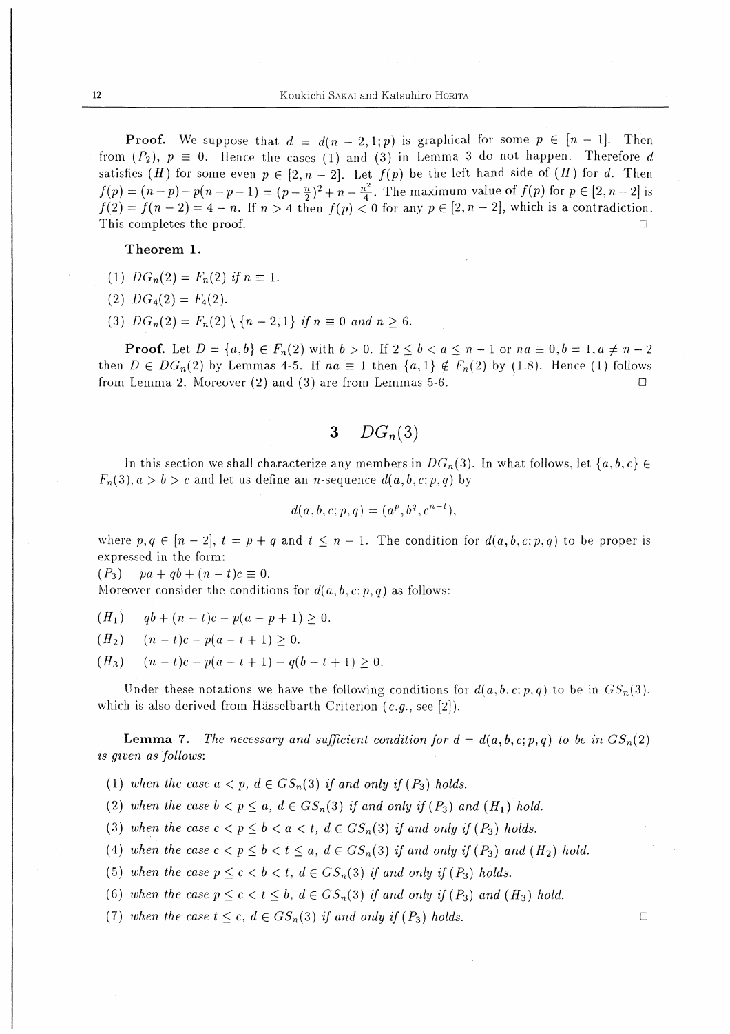**Proof.** We suppose that $d = d(n-2, 1; p)$ is graphical for some $p \in [n-1]$. Then from $(P_2)$, $p \equiv 0$. Hence the cases (1) and (3) in Lemma 3 do not happen. Therefore $d$ satisfies $(H)$ for some even $p \in [2, n-2]$. Let $f(p)$ be the left hand side of $(H)$ for $d$. Then $f(p) = (n-p) - p(n-p-1) = (p-\frac{n}{2})^2 + n - \frac{n^2}{4}$. The maximum value of $f(p)$ for $p \in [2, n-2]$ is $f(2) = f(n-2) = 4-n$. If $n > 4$ then $f(p) < 0$ for any $p \in [2, n-2]$, which is a contradiction. This completes the proof. □

**Theorem 1.**

(1) $DG_n(2) = F_n(2)$ if $n \equiv 1$.

(2) $DG_4(2) = F_4(2)$.

(3) $DG_n(2) = F_n(2) \setminus \{n-2, 1\}$ if $n \equiv 0$ and $n \geq 6$.

**Proof.** Let $D = \{a, b\} \in F_n(2)$ with $b > 0$. If $2 \leq b < a \leq n-1$ or $na \equiv 0, b = 1, a \neq n-2$ then $D \in DG_n(2)$ by Lemmas 4-5. If $na \equiv 1$ then $\{a, 1\} \notin F_n(2)$ by (1.8). Hence (1) follows from Lemma 2. Moreover (2) and (3) are from Lemmas 5-6. □

# 3 $DG_n(3)$

In this section we shall characterize any members in $DG_n(3)$. In what follows, let $\{a, b, c\} \in F_n(3), a > b > c$ and let us define an $n$-sequence $d(a, b, c; p, q)$ by

$$d(a, b, c; p, q) = (a^p, b^q, c^{n-t}),$$

where $p, q \in [n-2]$, $t = p + q$ and $t \leq n-1$. The condition for $d(a, b, c; p, q)$ to be proper is expressed in the form:

$(P_3)$ $\quad pa + qb + (n-t)c \equiv 0.$

Moreover consider the conditions for $d(a, b, c; p, q)$ as follows:

$(H_1)$ $\quad qb + (n-t)c - p(a-p+1) \geq 0.$

$(H_2)$ $\quad (n-t)c - p(a-t+1) \geq 0.$

$(H_3)$ $\quad (n-t)c - p(a-t+1) - q(b-t+1) \geq 0.$

Under these notations we have the following conditions for $d(a, b, c; p, q)$ to be in $GS_n(3)$, which is also derived from Hässelbarth Criterion (*e.g.*, see [2]).

**Lemma 7.** *The necessary and sufficient condition for $d = d(a, b, c; p, q)$ to be in $GS_n(2)$ is given as follows:*

*(1) when the case $a < p$, $d \in GS_n(3)$ if and only if $(P_3)$ holds.*

*(2) when the case $b < p \leq a$, $d \in GS_n(3)$ if and only if $(P_3)$ and $(H_1)$ hold.*

*(3) when the case $c < p \leq b < a < t$, $d \in GS_n(3)$ if and only if $(P_3)$ holds.*

*(4) when the case $c < p \leq b < t \leq a$, $d \in GS_n(3)$ if and only if $(P_3)$ and $(H_2)$ hold.*

*(5) when the case $p \leq c < b < t$, $d \in GS_n(3)$ if and only if $(P_3)$ holds.*

*(6) when the case $p \leq c < t \leq b$, $d \in GS_n(3)$ if and only if $(P_3)$ and $(H_3)$ hold.*

*(7) when the case $t \leq c$, $d \in GS_n(3)$ if and only if $(P_3)$ holds.* □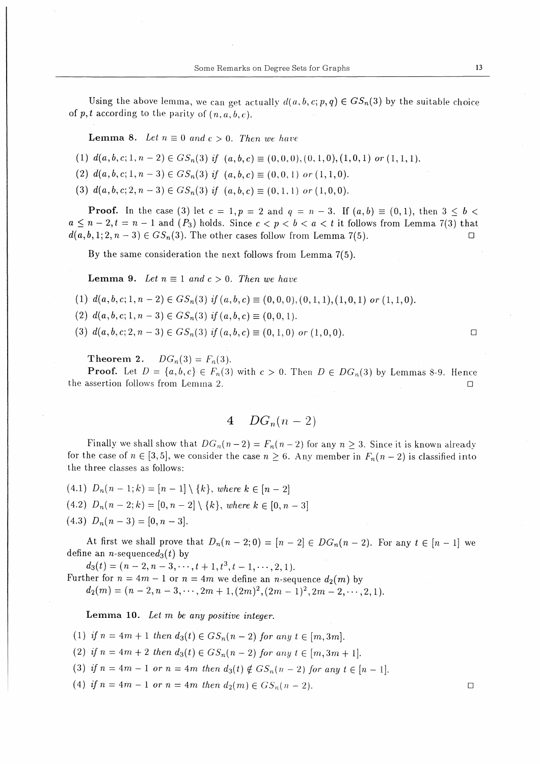Using the above lemma, we can get actually $d(a,b,c;p,q) \in GS_n(3)$ by the suitable choice of $p,t$ according to the parity of $(n,a,b,c)$.

**Lemma 8.** *Let $n \equiv 0$ and $c > 0$. Then we have*

(1) $d(a,b,c;1,n-2) \in GS_n(3)$ *if* $(a,b,c) \equiv (0,0,0),(0,1,0),(1,0,1)$ *or* $(1,1,1)$.

(2) $d(a,b,c;1,n-3) \in GS_n(3)$ *if* $(a,b,c) \equiv (0,0,1)$ *or* $(1,1,0)$.

(3) $d(a,b,c;2,n-3) \in GS_n(3)$ *if* $(a,b,c) \equiv (0,1,1)$ *or* $(1,0,0)$.

**Proof.** In the case (3) let $c = 1, p = 2$ and $q = n-3$. If $(a,b) \equiv (0,1)$, then $3 \leq b < a \leq n-2, t = n-1$ and $(P_3)$ holds. Since $c < p < b < a < t$ it follows from Lemma 7(3) that $d(a,b,1;2,n-3) \in GS_n(3)$. The other cases follow from Lemma 7(5). □

By the same consideration the next follows from Lemma 7(5).

**Lemma 9.** *Let $n \equiv 1$ and $c > 0$. Then we have*

(1) $d(a,b,c;1,n-2) \in GS_n(3)$ *if* $(a,b,c) \equiv (0,0,0),(0,1,1),(1,0,1)$ *or* $(1,1,0)$.

(2) $d(a,b,c;1,n-3) \in GS_n(3)$ *if* $(a,b,c) \equiv (0,0,1)$.

(3) $d(a,b,c;2,n-3) \in GS_n(3)$ *if* $(a,b,c) \equiv (0,1,0)$ *or* $(1,0,0)$. □

**Theorem 2.** $DG_n(3) = F_n(3)$.

**Proof.** Let $D = \{a,b,c\} \in F_n(3)$ with $c > 0$. Then $D \in DG_n(3)$ by Lemmas 8-9. Hence the assertion follows from Lemma 2. □

## 4 $DG_n(n-2)$

Finally we shall show that $DG_n(n-2) = F_n(n-2)$ for any $n \geq 3$. Since it is known already for the case of $n \in [3,5]$, we consider the case $n \geq 6$. Any member in $F_n(n-2)$ is classified into the three classes as follows:

(4.1) $D_n(n-1;k) = [n-1] \setminus \{k\}$, *where* $k \in [n-2]$

(4.2) $D_n(n-2;k) = [0,n-2] \setminus \{k\}$, *where* $k \in [0,n-3]$

(4.3) $D_n(n-3) = [0,n-3]$.

At first we shall prove that $D_n(n-2;0) = [n-2] \in DG_n(n-2)$. For any $t \in [n-1]$ we define an $n$-sequence $d_3(t)$ by

$d_3(t) = (n-2, n-3, \cdots, t+1, t^3, t-1, \cdots, 2, 1)$.

Further for $n = 4m-1$ or $n = 4m$ we define an $n$-sequence $d_2(m)$ by

$d_2(m) = (n-2, n-3, \cdots, 2m+1, (2m)^2, (2m-1)^2, 2m-2, \cdots, 2, 1)$.

**Lemma 10.** *Let $m$ be any positive integer.*

(1) *if* $n = 4m+1$ *then* $d_3(t) \in GS_n(n-2)$ *for any* $t \in [m, 3m]$.

(2) *if* $n = 4m+2$ *then* $d_3(t) \in GS_n(n-2)$ *for any* $t \in [m, 3m+1]$.

(3) *if* $n = 4m-1$ *or* $n = 4m$ *then* $d_3(t) \notin GS_n(n-2)$ *for any* $t \in [n-1]$.

(4) *if* $n = 4m-1$ *or* $n = 4m$ *then* $d_2(m) \in GS_n(n-2)$. □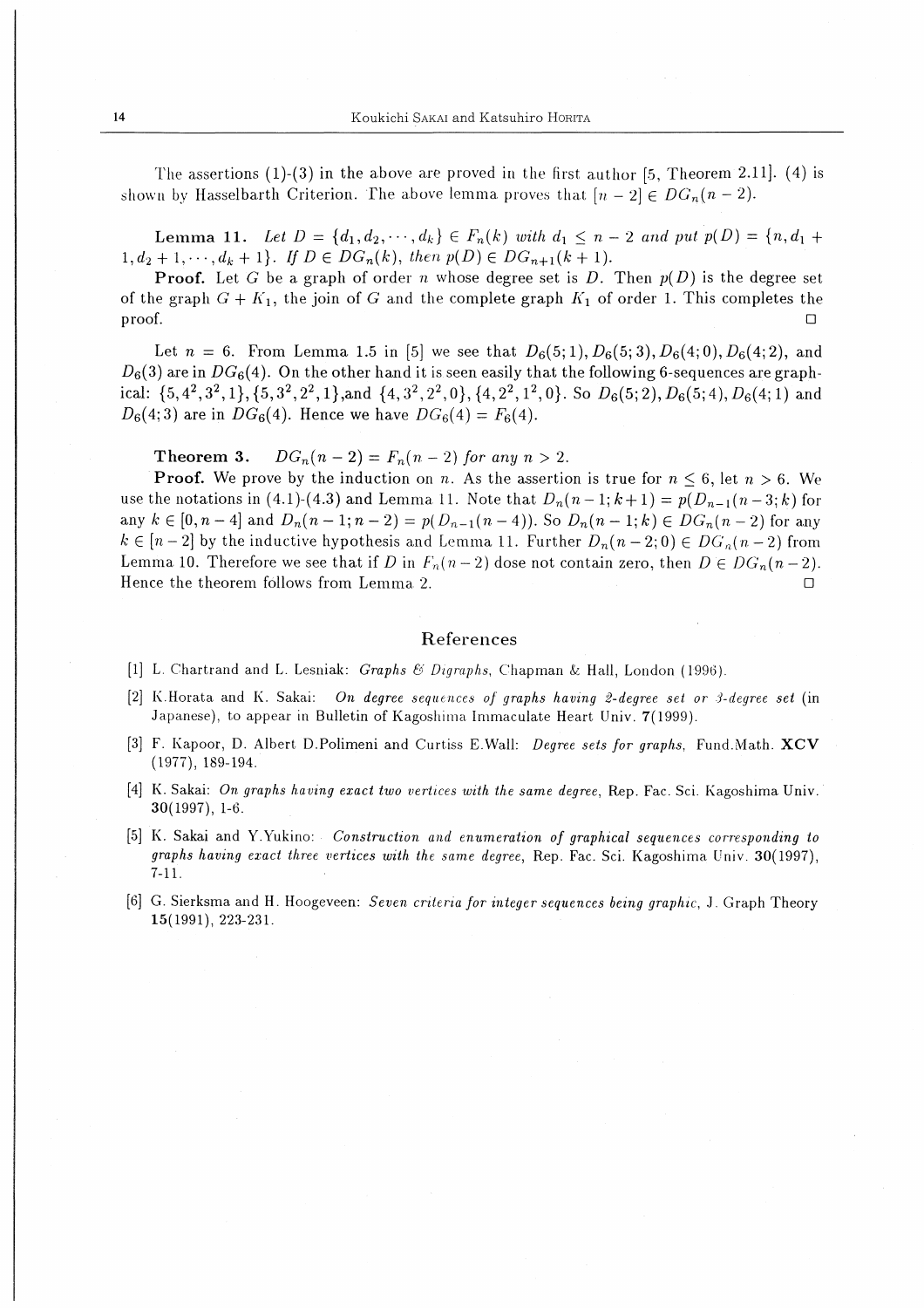The assertions (1)-(3) in the above are proved in the first author [5, Theorem 2.11]. (4) is shown by Hasselbarth Criterion. The above lemma proves that $[n-2] \in DG_n(n-2)$.

**Lemma 11.** *Let $D = \{d_1, d_2, \cdots, d_k\} \in F_n(k)$ with $d_1 \leq n-2$ and put $p(D) = \{n, d_1 + 1, d_2 + 1, \cdots, d_k + 1\}$. If $D \in DG_n(k)$, then $p(D) \in DG_{n+1}(k+1)$.*

**Proof.** Let $G$ be a graph of order $n$ whose degree set is $D$. Then $p(D)$ is the degree set of the graph $G + K_1$, the join of $G$ and the complete graph $K_1$ of order 1. This completes the proof. □

Let $n = 6$. From Lemma 1.5 in [5] we see that $D_6(5;1), D_6(5;3), D_6(4;0), D_6(4;2)$, and $D_6(3)$ are in $DG_6(4)$. On the other hand it is seen easily that the following 6-sequences are graphical: $\{5, 4^2, 3^2, 1\}, \{5, 3^2, 2^2, 1\}$, and $\{4, 3^2, 2^2, 0\}, \{4, 2^2, 1^2, 0\}$. So $D_6(5;2), D_6(5;4), D_6(4;1)$ and $D_6(4;3)$ are in $DG_6(4)$. Hence we have $DG_6(4) = F_6(4)$.

**Theorem 3.** *$DG_n(n-2) = F_n(n-2)$ for any $n > 2$.*

**Proof.** We prove by the induction on $n$. As the assertion is true for $n \leq 6$, let $n > 6$. We use the notations in (4.1)-(4.3) and Lemma 11. Note that $D_n(n-1; k+1) = p(D_{n-1}(n-3; k))$ for any $k \in [0, n-4]$ and $D_n(n-1; n-2) = p(D_{n-1}(n-4))$. So $D_n(n-1; k) \in DG_n(n-2)$ for any $k \in [n-2]$ by the inductive hypothesis and Lemma 11. Further $D_n(n-2; 0) \in DG_n(n-2)$ from Lemma 10. Therefore we see that if $D$ in $F_n(n-2)$ dose not contain zero, then $D \in DG_n(n-2)$. Hence the theorem follows from Lemma 2. □

## References

[1] L. Chartrand and L. Lesniak: *Graphs & Digraphs*, Chapman & Hall, London (1996).

[2] K.Horata and K. Sakai: *On degree sequences of graphs having 2-degree set or 3-degree set* (in Japanese), to appear in Bulletin of Kagoshima Immaculate Heart Univ. **7**(1999).

[3] F. Kapoor, D. Albert D.Polimeni and Curtiss E.Wall: *Degree sets for graphs*, Fund.Math. **XCV** (1977), 189-194.

[4] K. Sakai: *On graphs having exact two vertices with the same degree*, Rep. Fac. Sci. Kagoshima Univ. **30**(1997), 1-6.

[5] K. Sakai and Y.Yukino: *Construction and enumeration of graphical sequences corresponding to graphs having exact three vertices with the same degree*, Rep. Fac. Sci. Kagoshima Univ. **30**(1997), 7-11.

[6] G. Sierksma and H. Hoogeveen: *Seven criteria for integer sequences being graphic*, J. Graph Theory **15**(1991), 223-231.